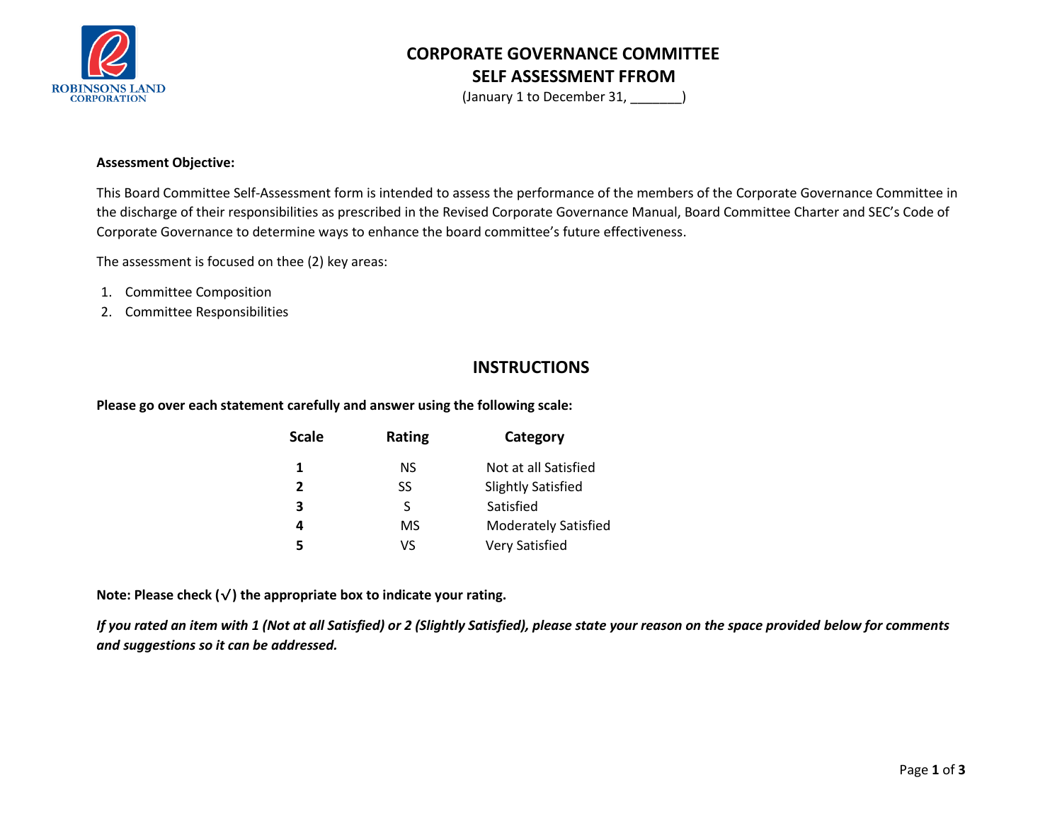ROBINSONS LAND CORPORATION

# CORPORATE GOVERNANCE COMMITTEE
# SELF ASSESSMENT FFROM

(January 1 to December 31, _______)

**Assessment Objective:**

This Board Committee Self-Assessment form is intended to assess the performance of the members of the Corporate Governance Committee in the discharge of their responsibilities as prescribed in the Revised Corporate Governance Manual, Board Committee Charter and SEC's Code of Corporate Governance to determine ways to enhance the board committee's future effectiveness.

The assessment is focused on thee (2) key areas:

1. Committee Composition
2. Committee Responsibilities

## INSTRUCTIONS

**Please go over each statement carefully and answer using the following scale:**

| Scale | Rating | Category |
|---|---|---|
| **1** | NS | Not at all Satisfied |
| **2** | SS | Slightly Satisfied |
| **3** | S | Satisfied |
| **4** | MS | Moderately Satisfied |
| **5** | VS | Very Satisfied |

**Note: Please check (√) the appropriate box to indicate your rating.**

***If you rated an item with 1 (Not at all Satisfied) or 2 (Slightly Satisfied), please state your reason on the space provided below for comments and suggestions so it can be addressed.***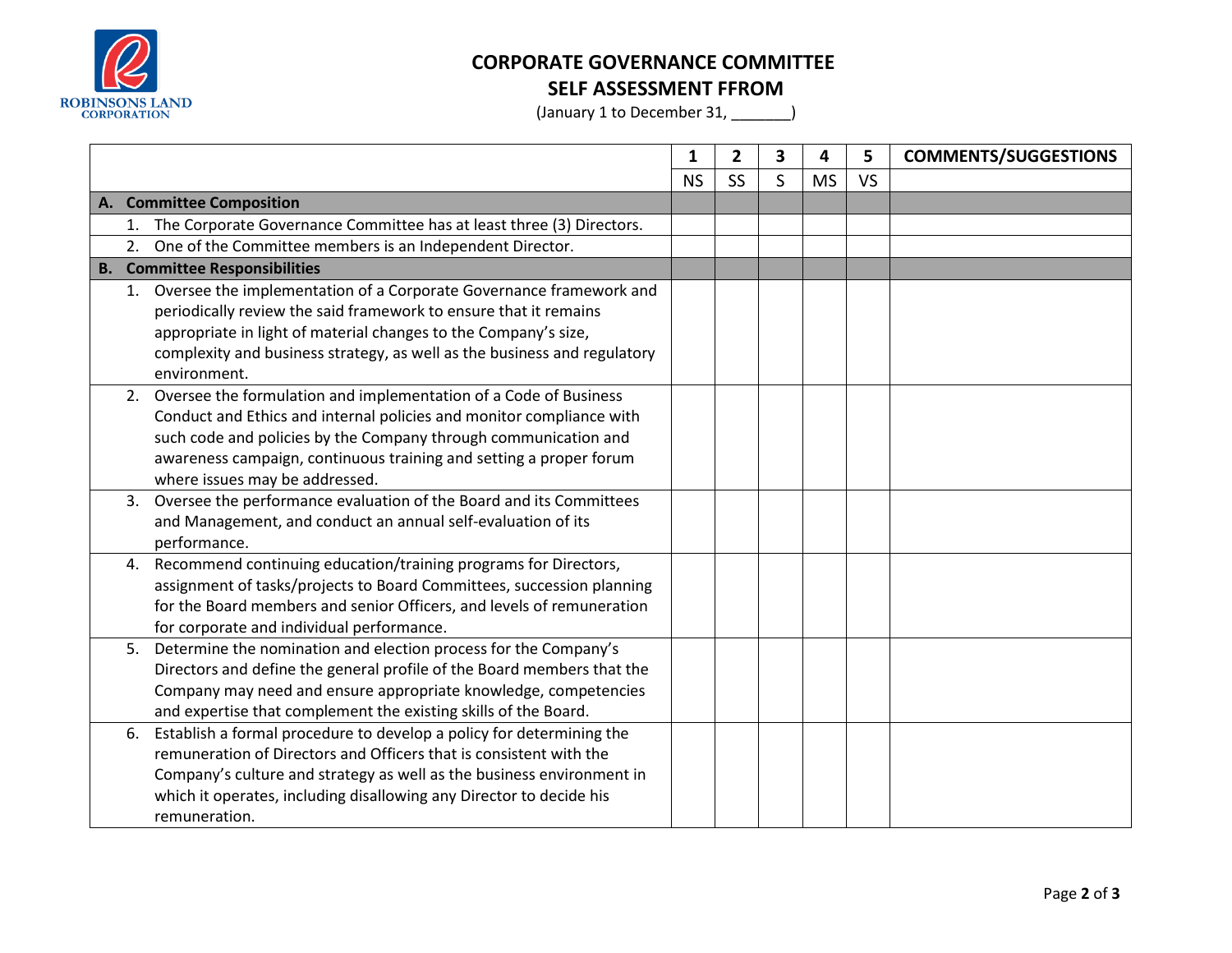ROBINSONS LAND CORPORATION

# CORPORATE GOVERNANCE COMMITTEE
## SELF ASSESSMENT FFROM

(January 1 to December 31, _______)

| | 1 | 2 | 3 | 4 | 5 | COMMENTS/SUGGESTIONS |
|---|---|---|---|---|---|---|
| | NS | SS | S | MS | VS | |
| **A. Committee Composition** | | | | | | |
| 1. The Corporate Governance Committee has at least three (3) Directors. | | | | | | |
| 2. One of the Committee members is an Independent Director. | | | | | | |
| **B. Committee Responsibilities** | | | | | | |
| 1. Oversee the implementation of a Corporate Governance framework and periodically review the said framework to ensure that it remains appropriate in light of material changes to the Company's size, complexity and business strategy, as well as the business and regulatory environment. | | | | | | |
| 2. Oversee the formulation and implementation of a Code of Business Conduct and Ethics and internal policies and monitor compliance with such code and policies by the Company through communication and awareness campaign, continuous training and setting a proper forum where issues may be addressed. | | | | | | |
| 3. Oversee the performance evaluation of the Board and its Committees and Management, and conduct an annual self-evaluation of its performance. | | | | | | |
| 4. Recommend continuing education/training programs for Directors, assignment of tasks/projects to Board Committees, succession planning for the Board members and senior Officers, and levels of remuneration for corporate and individual performance. | | | | | | |
| 5. Determine the nomination and election process for the Company's Directors and define the general profile of the Board members that the Company may need and ensure appropriate knowledge, competencies and expertise that complement the existing skills of the Board. | | | | | | |
| 6. Establish a formal procedure to develop a policy for determining the remuneration of Directors and Officers that is consistent with the Company's culture and strategy as well as the business environment in which it operates, including disallowing any Director to decide his remuneration. | | | | | | |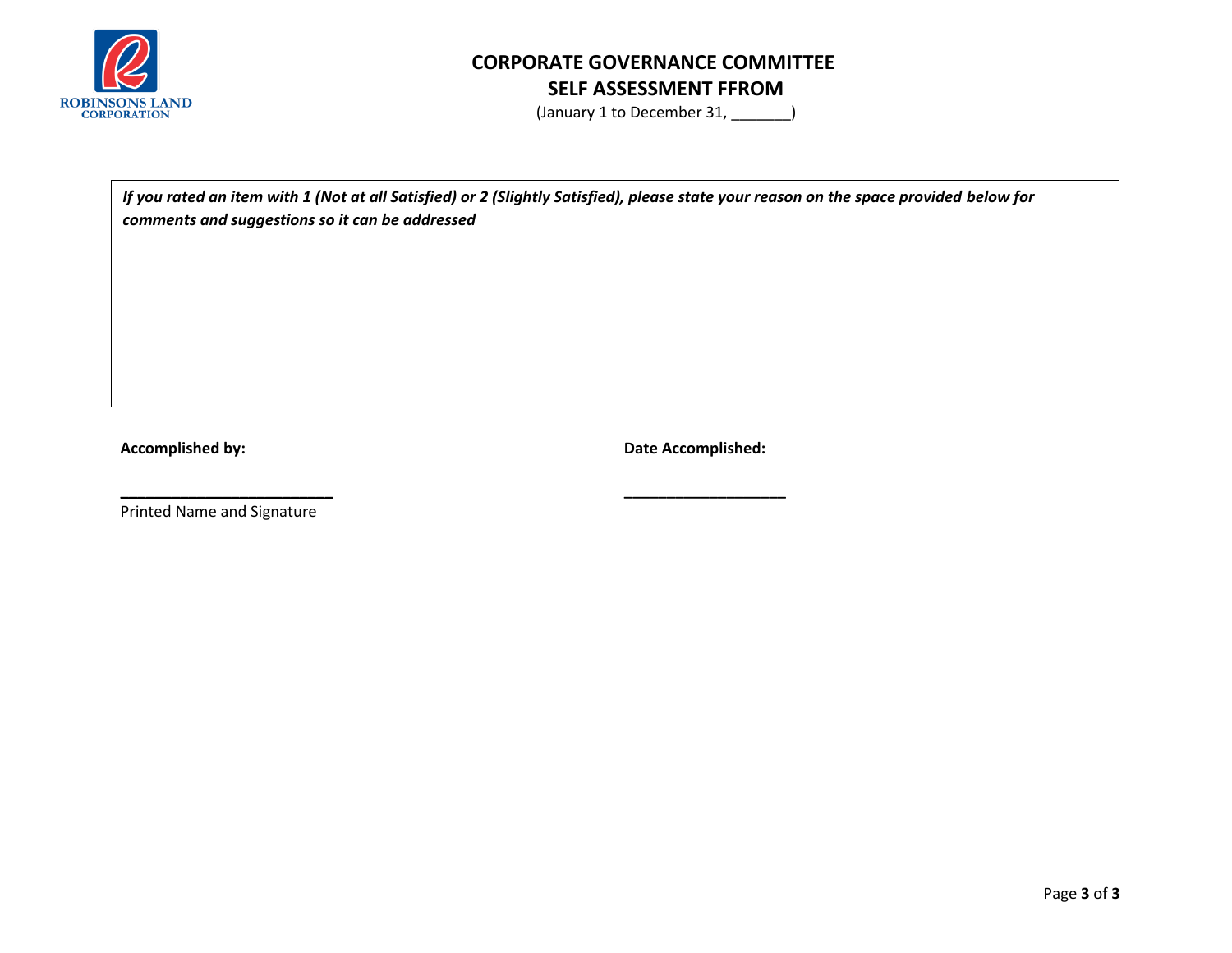ROBINSONS LAND CORPORATION

# CORPORATE GOVERNANCE COMMITTEE
## SELF ASSESSMENT FFROM

(January 1 to December 31, _______)

***If you rated an item with 1 (Not at all Satisfied) or 2 (Slightly Satisfied), please state your reason on the space provided below for comments and suggestions so it can be addressed***

**Accomplished by:**

________________________

Printed Name and Signature

**Date Accomplished:**

__________________